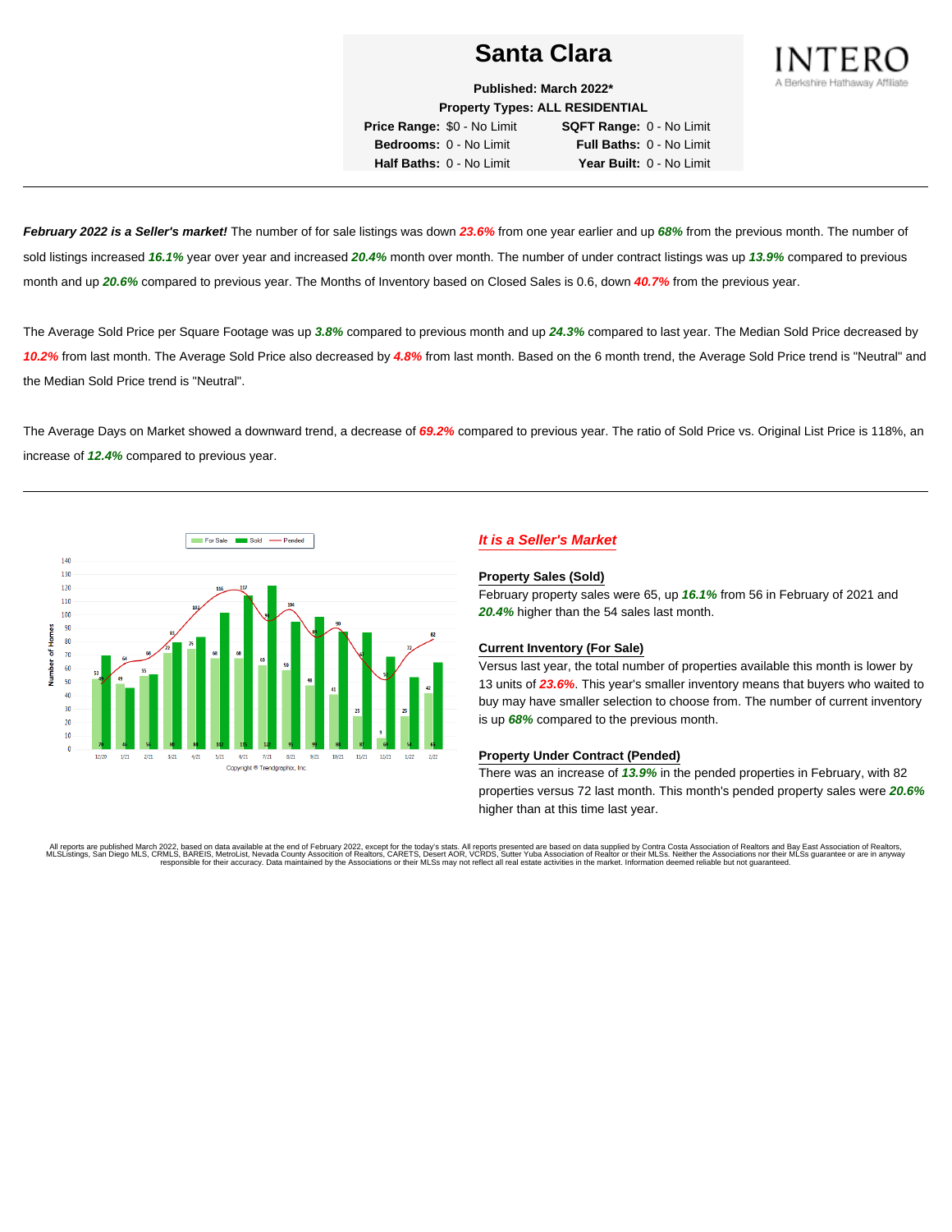# Santa Clara

**Published: March 2022***

**Property Types: ALL RESIDENTIAL**

**Price Range:** $0 - No Limit **SQFT Range:** 0 - No Limit

**Bedrooms:** 0 - No Limit **Full Baths:** 0 - No Limit

**Half Baths:** 0 - No Limit **Year Built:** 0 - No Limit

INTERO
A Berkshire Hathaway Affiliate

---

***February 2022 is a Seller's market!*** The number of for sale listings was down ***23.6%*** from one year earlier and up ***68%*** from the previous month. The number of sold listings increased ***16.1%*** year over year and increased ***20.4%*** month over month. The number of under contract listings was up ***13.9%*** compared to previous month and up ***20.6%*** compared to previous year. The Months of Inventory based on Closed Sales is 0.6, down ***40.7%*** from the previous year.

The Average Sold Price per Square Footage was up ***3.8%*** compared to previous month and up ***24.3%*** compared to last year. The Median Sold Price decreased by ***10.2%*** from last month. The Average Sold Price also decreased by ***4.8%*** from last month. Based on the 6 month trend, the Average Sold Price trend is "Neutral" and the Median Sold Price trend is "Neutral".

The Average Days on Market showed a downward trend, a decrease of ***69.2%*** compared to previous year. The ratio of Sold Price vs. Original List Price is 118%, an increase of ***12.4%*** compared to previous year.

---

| Month | For Sale | Sold | Pended |
|---|---|---|---|
| 12/20 | 53 | 70 | 49 |
| 1/21 | 49 | 46 | 64 |
| 2/21 | 55 | 56 | 68 |
| 3/21 | 72 | 80 | 83 |
| 4/21 | 75 | 84 | 102 |
| 5/21 | 68 | 102 | 116 |
| 6/21 | 68 | 115 | 117 |
| 7/21 | 63 | 122 | 94 |
| 8/21 | 59 | 95 | 104 |
| 9/21 | 48 | 99 | 84 |
| 10/21 | 41 | 88 | 90 |
| 11/21 | 25 | 87 | 67 |
| 12/21 | 9 | 69 | 53 |
| 1/22 | 25 | 54 | 72 |
| 2/22 | 42 | 65 | 82 |

Copyright © Trendgraphix, Inc.

## *It is a Seller's Market*

### Property Sales (Sold)

February property sales were 65, up ***16.1%*** from 56 in February of 2021 and ***20.4%*** higher than the 54 sales last month.

### Current Inventory (For Sale)

Versus last year, the total number of properties available this month is lower by 13 units of ***23.6%***. This year's smaller inventory means that buyers who waited to buy may have smaller selection to choose from. The number of current inventory is up ***68%*** compared to the previous month.

### Property Under Contract (Pended)

There was an increase of ***13.9%*** in the pended properties in February, with 82 properties versus 72 last month. This month's pended property sales were ***20.6%*** higher than at this time last year.

All reports are published March 2022, based on data available at the end of February 2022, except for the today's stats. All reports presented are based on data supplied by Contra Costa Association of Realtors and Bay East Association of Realtors, MLSListings, San Diego MLS, CRMLS, BAREIS, MetroList, Nevada County Association of Realtors, CARETS, Desert AOR, VCRDS, Sutter Yuba Association of Realtor or their MLSs. Neither the Associations nor their MLSs guarantee or are in anyway responsible for their accuracy. Data maintained by the Associations or their MLSs may not reflect all real estate activities in the market. Information deemed reliable but not guaranteed.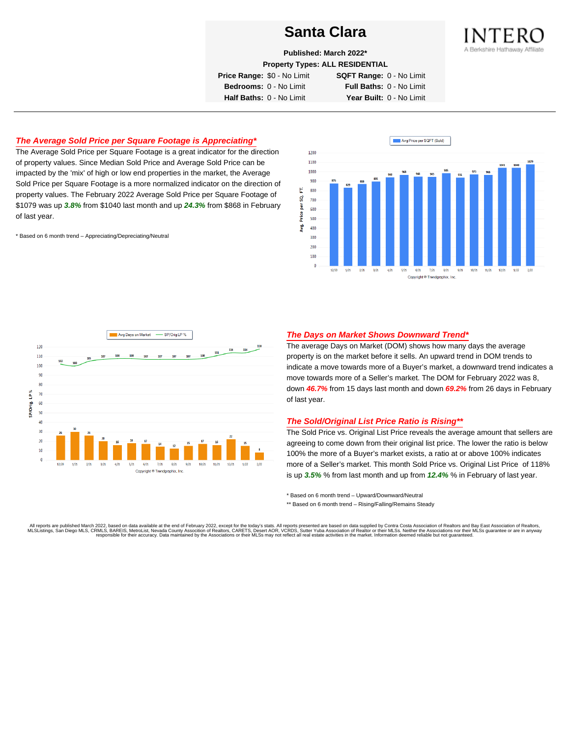# Santa Clara

**Published: March 2022***

**Property Types: ALL RESIDENTIAL**

| | | | |
|---|---|---|---|
| **Price Range:** | $0 - No Limit | **SQFT Range:** | 0 - No Limit |
| **Bedrooms:** | 0 - No Limit | **Full Baths:** | 0 - No Limit |
| **Half Baths:** | 0 - No Limit | **Year Built:** | 0 - No Limit |

INTERO
A Berkshire Hathaway Affiliate

## *The Average Sold Price per Square Footage is Appreciating**

The Average Sold Price per Square Footage is a great indicator for the direction of property values. Since Median Sold Price and Average Sold Price can be impacted by the 'mix' of high or low end properties in the market, the Average Sold Price per Square Footage is a more normalized indicator on the direction of property values. The February 2022 Average Sold Price per Square Footage of $1079 was up ***3.8%*** from $1040 last month and up ***24.3%*** from $868 in February of last year.

* Based on 6 month trend – Appreciating/Depreciating/Neutral

## *The Days on Market Shows Downward Trend**

The average Days on Market (DOM) shows how many days the average property is on the market before it sells. An upward trend in DOM trends to indicate a move towards more of a Buyer's market, a downward trend indicates a move towards more of a Seller's market. The DOM for February 2022 was 8, down ***46.7%*** from 15 days last month and down ***69.2%*** from 26 days in February of last year.

## *The Sold/Original List Price Ratio is Rising***

The Sold Price vs. Original List Price reveals the average amount that sellers are agreeing to come down from their original list price. The lower the ratio is below 100% the more of a Buyer's market exists, a ratio at or above 100% indicates more of a Seller's market. This month Sold Price vs. Original List Price of 118% is up ***3.5%*** % from last month and up from ***12.4%*** % in February of last year.

* Based on 6 month trend – Upward/Downward/Neutral

** Based on 6 month trend – Rising/Falling/Remains Steady

All reports are published March 2022, based on data available at the end of February 2022, except for the today's stats. All reports presented are based on data supplied by Contra Costa Association of Realtors and Bay East Association of Realtors, MLSListings, San Diego MLS, CRMLS, BAREIS, MetroList, Nevada County Association of Realtors, CARETS, Desert AOR, VCRDS, Sutter Yuba Association of Realtor or their MLSs. Neither the Associations nor their MLSs guarantee or are in anyway responsible for their accuracy. Data maintained by the Associations or their MLSs may not reflect all real estate activities in the market. Information deemed reliable but not guaranteed.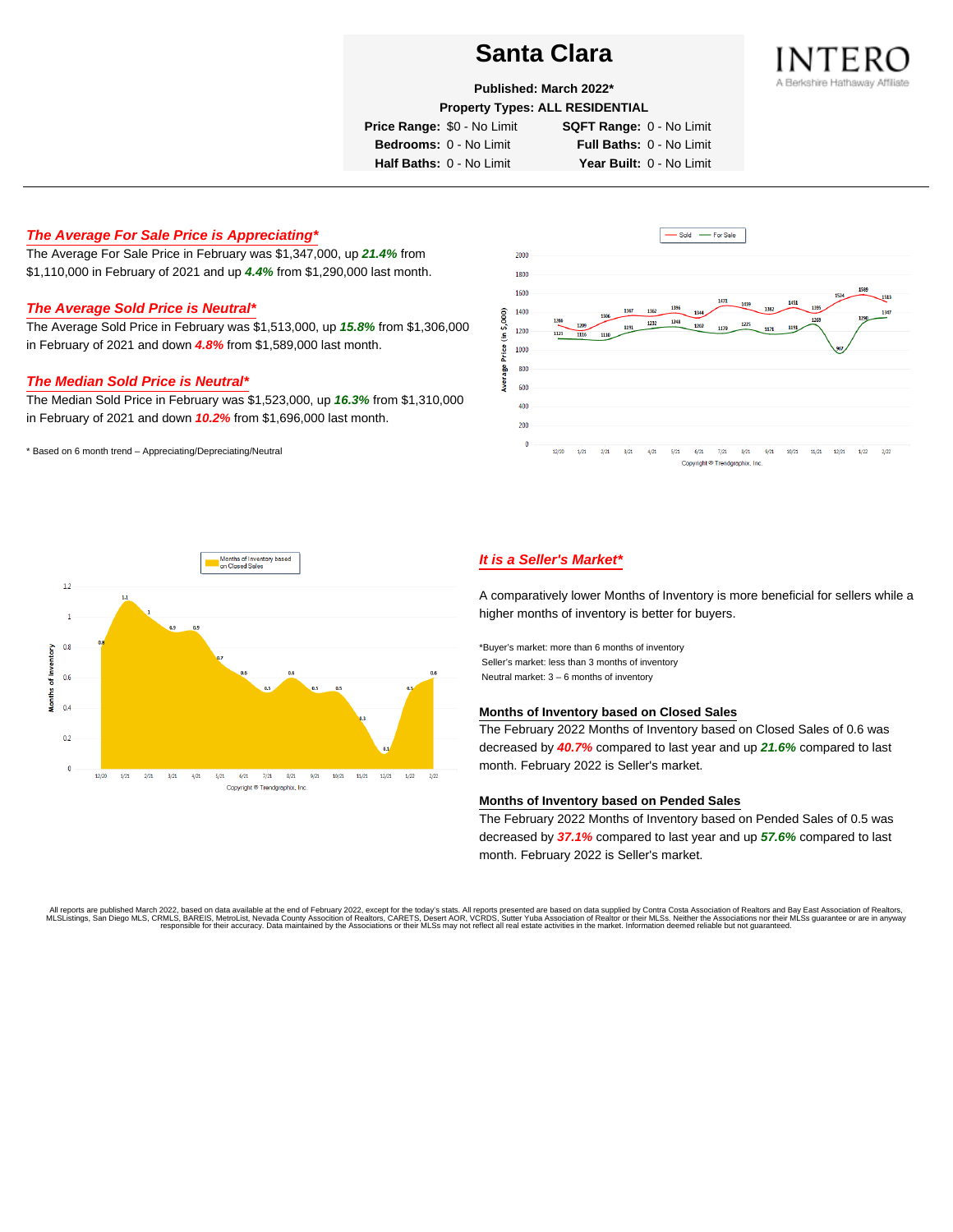# Santa Clara

**Published: March 2022***

**Property Types: ALL RESIDENTIAL**

| | | | |
|---|---|---|---|
| **Price Range:** | $0 - No Limit | **SQFT Range:** | 0 - No Limit |
| **Bedrooms:** | 0 - No Limit | **Full Baths:** | 0 - No Limit |
| **Half Baths:** | 0 - No Limit | **Year Built:** | 0 - No Limit |

INTERO
A Berkshire Hathaway Affiliate

## *The Average For Sale Price is Appreciating**

The Average For Sale Price in February was $1,347,000, up ***21.4%*** from $1,110,000 in February of 2021 and up ***4.4%*** from $1,290,000 last month.

## *The Average Sold Price is Neutral**

The Average Sold Price in February was $1,513,000, up ***15.8%*** from $1,306,000 in February of 2021 and down ***4.8%*** from $1,589,000 last month.

## *The Median Sold Price is Neutral**

The Median Sold Price in February was $1,523,000, up ***16.3%*** from $1,310,000 in February of 2021 and down ***10.2%*** from $1,696,000 last month.

* Based on 6 month trend – Appreciating/Depreciating/Neutral

## *It is a Seller's Market**

A comparatively lower Months of Inventory is more beneficial for sellers while a higher months of inventory is better for buyers.

*Buyer's market: more than 6 months of inventory
Seller's market: less than 3 months of inventory
Neutral market: 3 – 6 months of inventory

### Months of Inventory based on Closed Sales

The February 2022 Months of Inventory based on Closed Sales of 0.6 was decreased by ***40.7%*** compared to last year and up ***21.6%*** compared to last month. February 2022 is Seller's market.

### Months of Inventory based on Pended Sales

The February 2022 Months of Inventory based on Pended Sales of 0.5 was decreased by ***37.1%*** compared to last year and up ***57.6%*** compared to last month. February 2022 is Seller's market.

All reports are published March 2022, based on data available at the end of February 2022, except for the today's stats. All reports presented are based on data supplied by Contra Costa Association of Realtors and Bay East Association of Realtors, MLSListings, San Diego MLS, CRMLS, BAREIS, MetroList, Nevada County Association of Realtors, CARETS, Desert AOR, VCRDS, Sutter Yuba Association of Realtor or their MLSs. Neither the Associations nor their MLSs guarantee or are in anyway responsible for their accuracy. Data maintained by the Associations or their MLSs may not reflect all real estate activities in the market. Information deemed reliable but not guaranteed.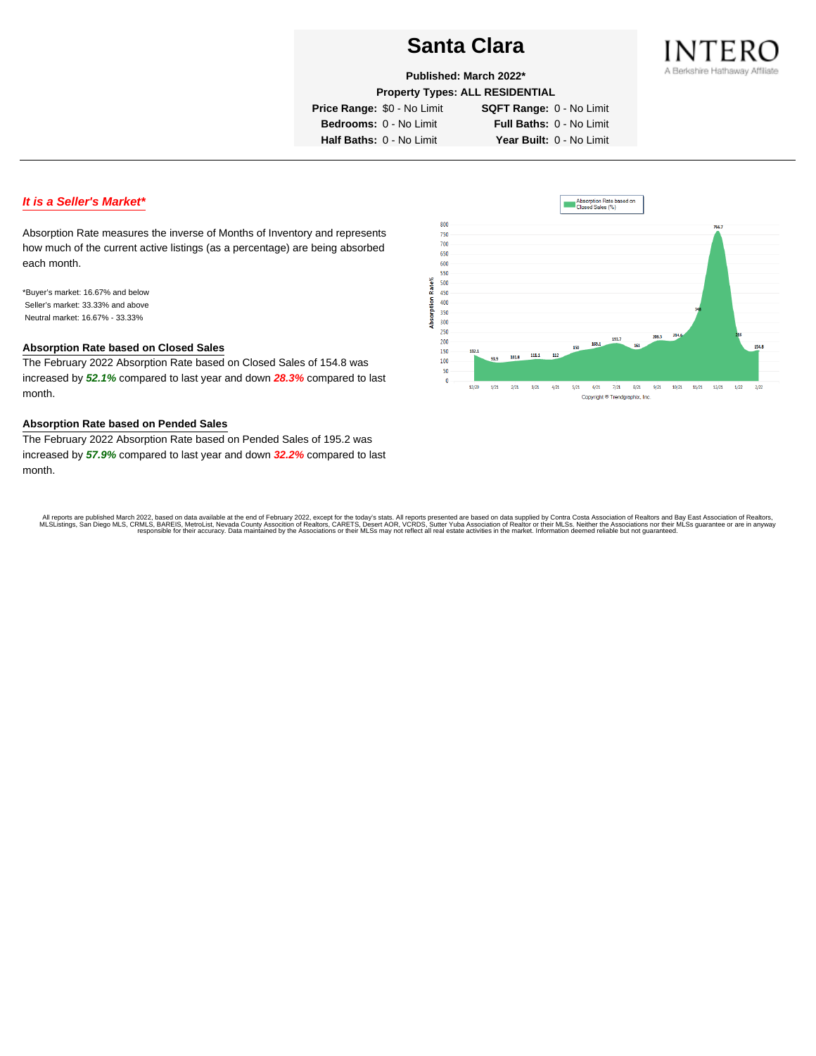# Santa Clara

**Published: March 2022***

**Property Types: ALL RESIDENTIAL**

| | | | |
|---|---|---|---|
| **Price Range:** | $0 - No Limit | **SQFT Range:** | 0 - No Limit |
| **Bedrooms:** | 0 - No Limit | **Full Baths:** | 0 - No Limit |
| **Half Baths:** | 0 - No Limit | **Year Built:** | 0 - No Limit |

INTERO
A Berkshire Hathaway Affiliate

## *It is a Seller's Market**

Absorption Rate measures the inverse of Months of Inventory and represents how much of the current active listings (as a percentage) are being absorbed each month.

*Buyer's market: 16.67% and below
Seller's market: 33.33% and above
Neutral market: 16.67% - 33.33%

Absorption Rate based on Closed Sales (%)

Absorption Rate%

800
750
700
650
600
550
500
450
400
350
300
250
200
150
100
50
0

132.1
93.9
101.8
111.1
112
150
169.1
193.7
161
206.5
214.6
348
766.7
216
154.8

12/20 1/21 2/21 3/21 4/21 5/21 6/21 7/21 8/21 9/21 10/21 11/21 12/21 1/22 2/22

Copyright © Trendgraphix, Inc.

### Absorption Rate based on Closed Sales

The February 2022 Absorption Rate based on Closed Sales of 154.8 was increased by ***52.1%*** compared to last year and down ***28.3%*** compared to last month.

### Absorption Rate based on Pended Sales

The February 2022 Absorption Rate based on Pended Sales of 195.2 was increased by ***57.9%*** compared to last year and down ***32.2%*** compared to last month.

All reports are published March 2022, based on data available at the end of February 2022, except for the today's stats. All reports presented are based on data supplied by Contra Costa Association of Realtors and Bay East Association of Realtors, MLSListings, San Diego MLS, CRMLS, BAREIS, MetroList, Nevada County Association of Realtors, CARETS, Desert AOR, VCRDS, Sutter Yuba Association of Realtor or their MLSs. Neither the Associations nor their MLSs guarantee or are in anyway responsible for their accuracy. Data maintained by the Associations or their MLSs may not reflect all real estate activities in the market. Information deemed reliable but not guaranteed.